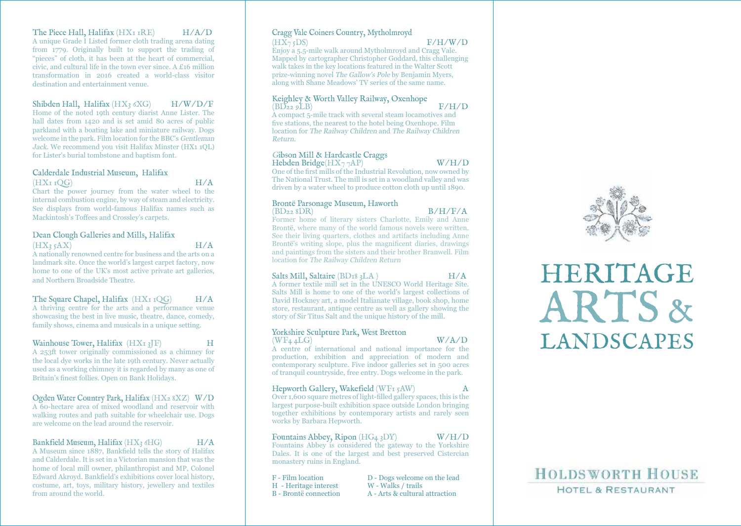The Piece Hall, Halifax (HX1 1RE) H/A/D
A unique Grade I Listed former cloth trading arena dating from 1779. Originally built to support the trading of "pieces" of cloth, it has been at the heart of commercial, civic, and cultural life in the town ever since. A £16 million transformation in 2016 created a world-class visitor destination and entertainment venue.

Shibden Hall, Halifax (HX3 6XG) H/W/D/F
Home of the noted 19th century diarist Anne Lister. The hall dates from 1420 and is set amid 80 acres of public parkland with a boating lake and miniature railway. Dogs welcome in the park. Film location for the BBC's *Gentleman Jack*. We recommend you visit Halifax Minster (HX1 1QL) for Lister's burial tombstone and baptism font.

Calderdale Industrial Museum, Halifax
(HX1 1QG) H/A
Chart the power journey from the water wheel to the internal combustion engine, by way of steam and electricity. See displays from world-famous Halifax names such as Mackintosh's Toffees and Crossley's carpets.

Dean Clough Galleries and Mills, Halifax
(HX3 5AX) H/A
A nationally renowned centre for business and the arts on a landmark site. Once the world's largest carpet factory, now home to one of the UK's most active private art galleries, and Northern Broadside Theatre.

The Square Chapel, Halifax (HX1 1QG) H/A
A thriving centre for the arts and a performance venue showcasing the best in live music, theatre, dance, comedy, family shows, cinema and musicals in a unique setting.

Wainhouse Tower, Halifax (HX1 3JF) H
A 253ft tower originally commissioned as a chimney for the local dye works in the late 19th century. Never actually used as a working chimney it is regarded by many as one of Britain's finest follies. Open on Bank Holidays.

Ogden Water Country Park, Halifax (HX2 8XZ) W/D
A 60-hectare area of mixed woodland and reservoir with walking routes and path suitable for wheelchair use. Dogs are welcome on the lead around the reservoir.

Bankfield Museum, Halifax (HX3 6HG) H/A
A Museum since 1887, Bankfield tells the story of Halifax and Calderdale. It is set in a Victorian mansion that was the home of local mill owner, philanthropist and MP, Colonel Edward Akroyd. Bankfield's exhibitions cover local history, costume, art, toys, military history, jewellery and textiles from around the world.

Cragg Vale Coiners Country, Mytholmroyd
(HX7 5DS) F/H/W/D
Enjoy a 5.5-mile walk around Mytholmroyd and Cragg Vale. Mapped by cartographer Christopher Goddard, this challenging walk takes in the key locations featured in the Walter Scott prize-winning novel *The Gallow's Pole* by Benjamin Myers, along with Shane Meadows' TV series of the same name.

Keighley & Worth Valley Railway, Oxenhope
(BD22 9LB) F/H/D
A compact 5-mile track with several steam locamotives and five stations, the nearest to the hotel being Oxenhope. Film location for *The Railway Children* and *The Railway Children Return*.

Gibson Mill & Hardcastle Craggs
Hebden Bridge(HX7 7AP) W/H/D
One of the first mills of the Industrial Revolution, now owned by The National Trust. The mill is set in a woodland valley and was driven by a water wheel to produce cotton cloth up until 1890.

Brontë Parsonage Museum, Haworth
(BD22 8DR) B/H/F/A
Former home of literary sisters Charlotte, Emily and Anne Brontë, where many of the world famous novels were written. See their living quarters, clothes and artifacts including Anne Brontë's writing slope, plus the magnificent diaries, drawings and paintings from the sisters and their brother Branwell. Film location for *The Railway Children Return*

Salts Mill, Saltaire (BD18 3LA ) H/A
A former textile mill set in the UNESCO World Heritage Site. Salts Mill is home to one of the world's largest collections of David Hockney art, a model Italianate village, book shop, home store, restaurant, antique centre as well as gallery showing the story of Sir Titus Salt and the unique history of the mill.

Yorkshire Sculpture Park, West Bretton
(WF4 4LG) W/A/D
A centre of international and national importance for the production, exhibition and appreciation of modern and contemporary sculpture. Five indoor galleries set in 500 acres of tranquil countryside, free entry. Dogs welcome in the park.

Hepworth Gallery, Wakefield (WF1 5AW) A
Over 1,600 square metres of light-filled gallery spaces, this is the largest purpose-built exhibition space outside London bringing together exhibitions by contemporary artists and rarely seen works by Barbara Hepworth.

Fountains Abbey, Ripon (HG4 3DY) W/H/D
Fountains Abbey is considered the gateway to the Yorkshire Dales. It is one of the largest and best preserved Cistercian monastery ruins in England.

F - Film location
H - Heritage interest
B - Brontë connection
D - Dogs welcome on the lead
W - Walks / trails
A - Arts & cultural attraction

# HERITAGE ARTS & LANDSCAPES

HOLDSWORTH HOUSE
HOTEL & RESTAURANT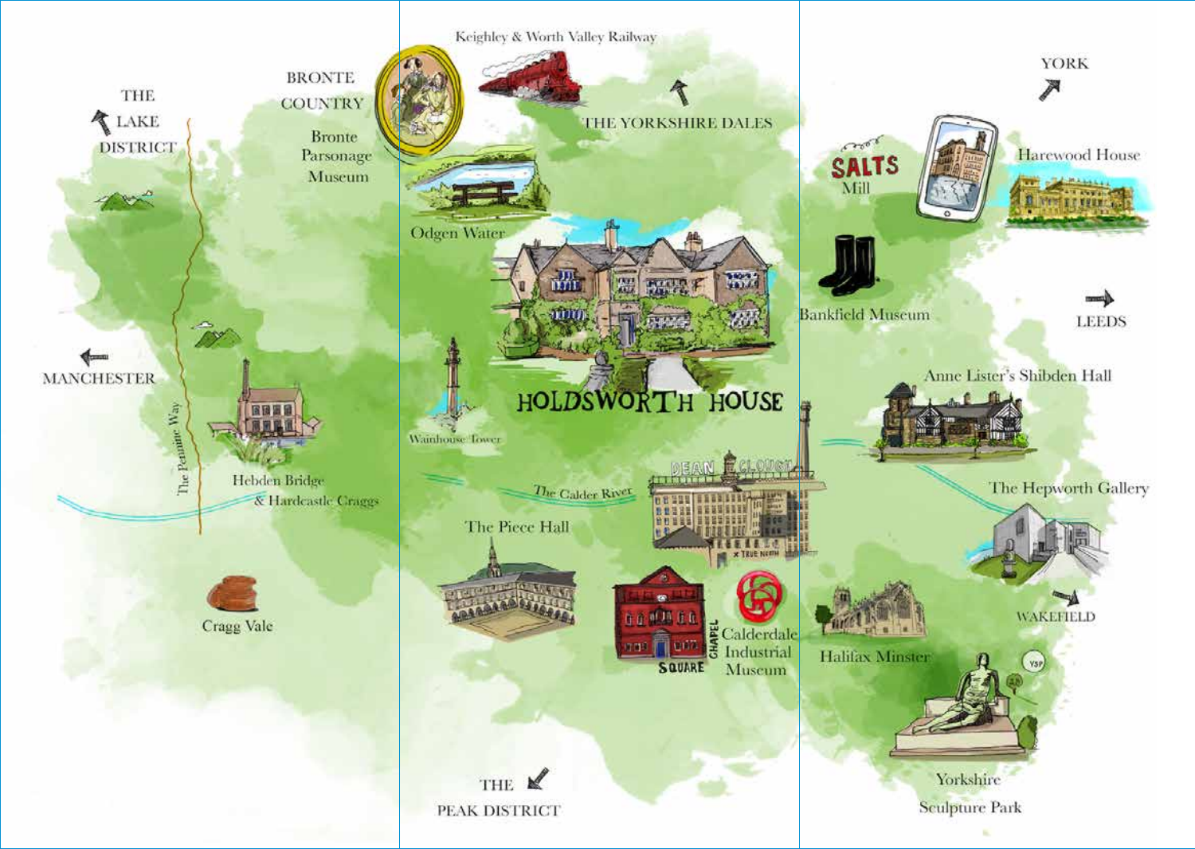THE LAKE DISTRICT

BRONTE COUNTRY

Bronte Parsonage Museum

Keighley & Worth Valley Railway

THE YORKSHIRE DALES

YORK

SALTS Mill

Harewood House

Odgen Water

HOLDSWORTH HOUSE

Bankfield Museum

LEEDS

MANCHESTER

The Pennine Way

Wainhouse Tower

Anne Lister's Shibden Hall

Hebden Bridge & Hardcastle Craggs

The Calder River

DEAN CLOUGH

The Hepworth Gallery

The Piece Hall

WAKEFIELD

Cragg Vale

SQUARE CHAPEL

Calderdale Industrial Museum

Halifax Minster

Yorkshire Sculpture Park

THE PEAK DISTRICT